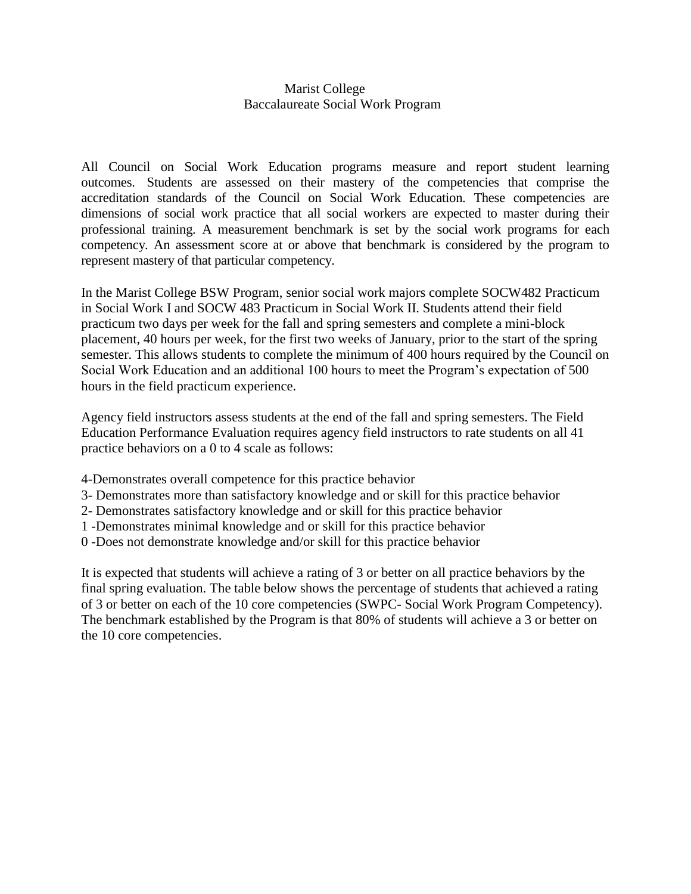# Marist College
## Baccalaureate Social Work Program

All Council on Social Work Education programs measure and report student learning outcomes. Students are assessed on their mastery of the competencies that comprise the accreditation standards of the Council on Social Work Education. These competencies are dimensions of social work practice that all social workers are expected to master during their professional training. A measurement benchmark is set by the social work programs for each competency. An assessment score at or above that benchmark is considered by the program to represent mastery of that particular competency.

In the Marist College BSW Program, senior social work majors complete SOCW482 Practicum in Social Work I and SOCW 483 Practicum in Social Work II. Students attend their field practicum two days per week for the fall and spring semesters and complete a mini-block placement, 40 hours per week, for the first two weeks of January, prior to the start of the spring semester. This allows students to complete the minimum of 400 hours required by the Council on Social Work Education and an additional 100 hours to meet the Program's expectation of 500 hours in the field practicum experience.

Agency field instructors assess students at the end of the fall and spring semesters. The Field Education Performance Evaluation requires agency field instructors to rate students on all 41 practice behaviors on a 0 to 4 scale as follows:

4-Demonstrates overall competence for this practice behavior
3- Demonstrates more than satisfactory knowledge and or skill for this practice behavior
2- Demonstrates satisfactory knowledge and or skill for this practice behavior
1 -Demonstrates minimal knowledge and or skill for this practice behavior
0 -Does not demonstrate knowledge and/or skill for this practice behavior

It is expected that students will achieve a rating of 3 or better on all practice behaviors by the final spring evaluation. The table below shows the percentage of students that achieved a rating of 3 or better on each of the 10 core competencies (SWPC- Social Work Program Competency). The benchmark established by the Program is that 80% of students will achieve a 3 or better on the 10 core competencies.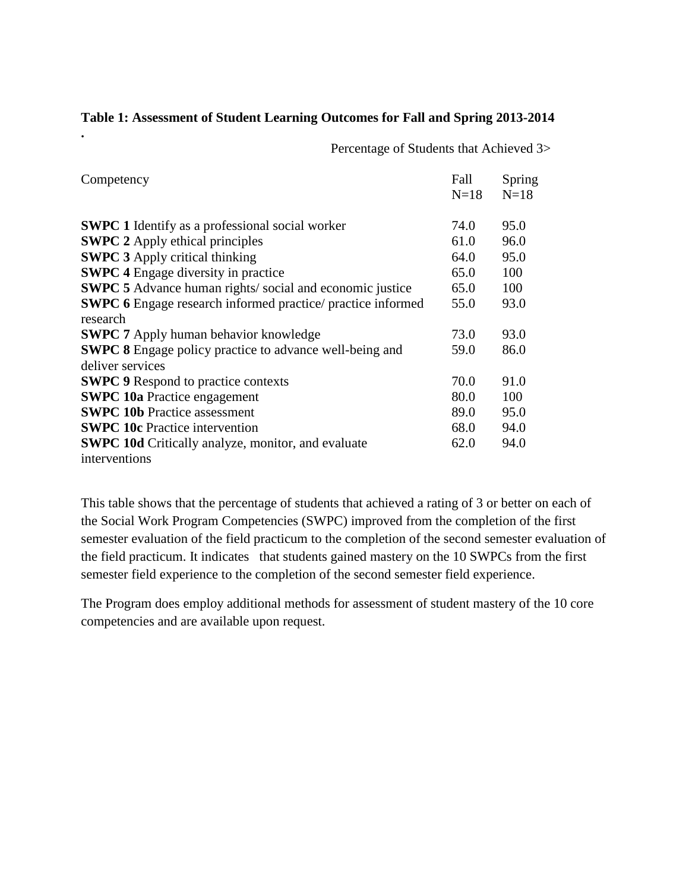**Table 1: Assessment of Student Learning Outcomes for Fall and Spring 2013-2014**

.

| Competency | Fall N=18 | Spring N=18 |
|---|---|---|
| | Percentage of Students that Achieved 3> | |
| **SWPC 1** Identify as a professional social worker | 74.0 | 95.0 |
| **SWPC 2** Apply ethical principles | 61.0 | 96.0 |
| **SWPC 3** Apply critical thinking | 64.0 | 95.0 |
| **SWPC 4** Engage diversity in practice | 65.0 | 100 |
| **SWPC 5** Advance human rights/ social and economic justice | 65.0 | 100 |
| **SWPC 6** Engage research informed practice/ practice informed research | 55.0 | 93.0 |
| **SWPC 7** Apply human behavior knowledge | 73.0 | 93.0 |
| **SWPC 8** Engage policy practice to advance well-being and deliver services | 59.0 | 86.0 |
| **SWPC 9** Respond to practice contexts | 70.0 | 91.0 |
| **SWPC 10a** Practice engagement | 80.0 | 100 |
| **SWPC 10b** Practice assessment | 89.0 | 95.0 |
| **SWPC 10c** Practice intervention | 68.0 | 94.0 |
| **SWPC 10d** Critically analyze, monitor, and evaluate interventions | 62.0 | 94.0 |

This table shows that the percentage of students that achieved a rating of 3 or better on each of the Social Work Program Competencies (SWPC) improved from the completion of the first semester evaluation of the field practicum to the completion of the second semester evaluation of the field practicum. It indicates that students gained mastery on the 10 SWPCs from the first semester field experience to the completion of the second semester field experience.

The Program does employ additional methods for assessment of student mastery of the 10 core competencies and are available upon request.